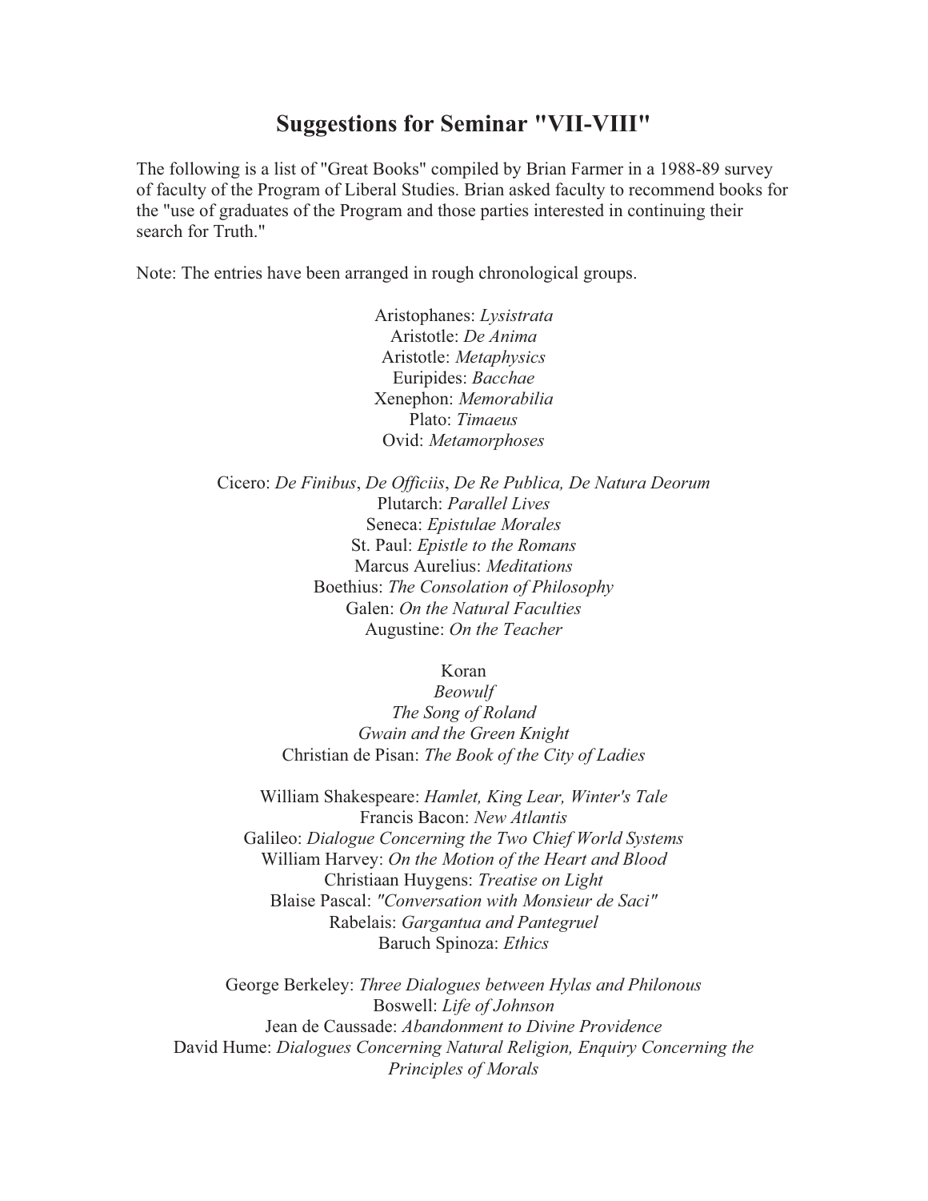# Suggestions for Seminar "VII-VIII"

The following is a list of "Great Books" compiled by Brian Farmer in a 1988-89 survey of faculty of the Program of Liberal Studies. Brian asked faculty to recommend books for the "use of graduates of the Program and those parties interested in continuing their search for Truth."

Note: The entries have been arranged in rough chronological groups.

Aristophanes: *Lysistrata*
Aristotle: *De Anima*
Aristotle: *Metaphysics*
Euripides: *Bacchae*
Xenephon: *Memorabilia*
Plato: *Timaeus*
Ovid: *Metamorphoses*

Cicero: *De Finibus*, *De Officiis*, *De Re Publica, De Natura Deorum*
Plutarch: *Parallel Lives*
Seneca: *Epistulae Morales*
St. Paul: *Epistle to the Romans*
Marcus Aurelius: *Meditations*
Boethius: *The Consolation of Philosophy*
Galen: *On the Natural Faculties*
Augustine: *On the Teacher*

Koran
*Beowulf*
*The Song of Roland*
*Gwain and the Green Knight*
Christian de Pisan: *The Book of the City of Ladies*

William Shakespeare: *Hamlet, King Lear, Winter's Tale*
Francis Bacon: *New Atlantis*
Galileo: *Dialogue Concerning the Two Chief World Systems*
William Harvey: *On the Motion of the Heart and Blood*
Christiaan Huygens: *Treatise on Light*
Blaise Pascal: *"Conversation with Monsieur de Saci"*
Rabelais: *Gargantua and Pantegruel*
Baruch Spinoza: *Ethics*

George Berkeley: *Three Dialogues between Hylas and Philonous*
Boswell: *Life of Johnson*
Jean de Caussade: *Abandonment to Divine Providence*
David Hume: *Dialogues Concerning Natural Religion, Enquiry Concerning the Principles of Morals*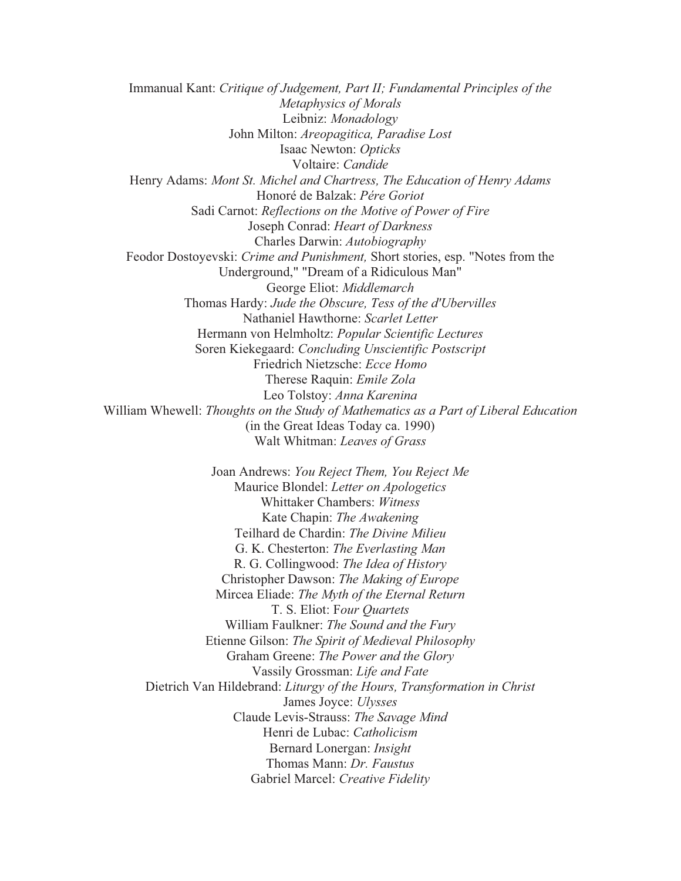Immanual Kant: *Critique of Judgement, Part II; Fundamental Principles of the Metaphysics of Morals*
Leibniz: *Monadology*
John Milton: *Areopagitica, Paradise Lost*
Isaac Newton: *Opticks*
Voltaire: *Candide*
Henry Adams: *Mont St. Michel and Chartress, The Education of Henry Adams*
Honoré de Balzak: *Pére Goriot*
Sadi Carnot: *Reflections on the Motive of Power of Fire*
Joseph Conrad: *Heart of Darkness*
Charles Darwin: *Autobiography*
Feodor Dostoyevski: *Crime and Punishment,* Short stories, esp. "Notes from the Underground," "Dream of a Ridiculous Man"
George Eliot: *Middlemarch*
Thomas Hardy: *Jude the Obscure, Tess of the d'Ubervilles*
Nathaniel Hawthorne: *Scarlet Letter*
Hermann von Helmholtz: *Popular Scientific Lectures*
Soren Kiekegaard: *Concluding Unscientific Postscript*
Friedrich Nietzsche: *Ecce Homo*
Therese Raquin: *Emile Zola*
Leo Tolstoy: *Anna Karenina*
William Whewell: *Thoughts on the Study of Mathematics as a Part of Liberal Education* (in the Great Ideas Today ca. 1990)
Walt Whitman: *Leaves of Grass*

Joan Andrews: *You Reject Them, You Reject Me*
Maurice Blondel: *Letter on Apologetics*
Whittaker Chambers: *Witness*
Kate Chapin: *The Awakening*
Teilhard de Chardin: *The Divine Milieu*
G. K. Chesterton: *The Everlasting Man*
R. G. Collingwood: *The Idea of History*
Christopher Dawson: *The Making of Europe*
Mircea Eliade: *The Myth of the Eternal Return*
T. S. Eliot: F*our Quartets*
William Faulkner: *The Sound and the Fury*
Etienne Gilson: *The Spirit of Medieval Philosophy*
Graham Greene: *The Power and the Glory*
Vassily Grossman: *Life and Fate*
Dietrich Van Hildebrand: *Liturgy of the Hours, Transformation in Christ*
James Joyce: *Ulysses*
Claude Levis-Strauss: *The Savage Mind*
Henri de Lubac: *Catholicism*
Bernard Lonergan: *Insight*
Thomas Mann: *Dr. Faustus*
Gabriel Marcel: *Creative Fidelity*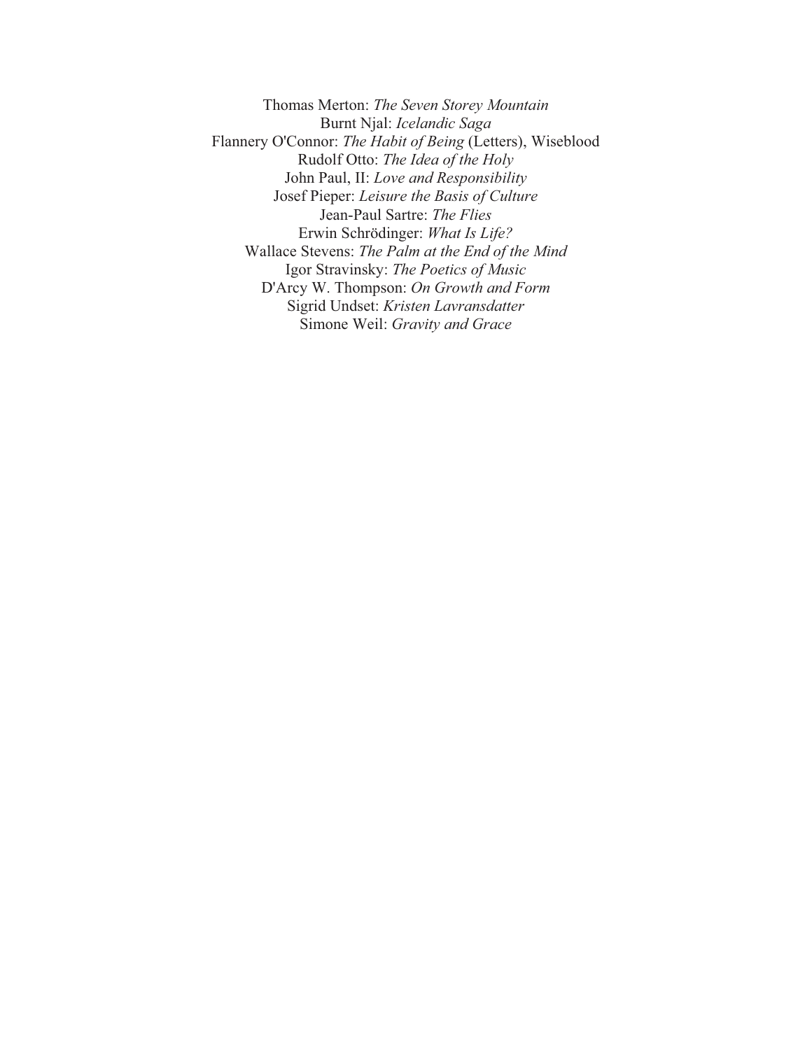Thomas Merton: *The Seven Storey Mountain*
Burnt Njal: *Icelandic Saga*
Flannery O'Connor: *The Habit of Being* (Letters), Wiseblood
Rudolf Otto: *The Idea of the Holy*
John Paul, II: *Love and Responsibility*
Josef Pieper: *Leisure the Basis of Culture*
Jean-Paul Sartre: *The Flies*
Erwin Schrödinger: *What Is Life?*
Wallace Stevens: *The Palm at the End of the Mind*
Igor Stravinsky: *The Poetics of Music*
D'Arcy W. Thompson: *On Growth and Form*
Sigrid Undset: *Kristen Lavransdatter*
Simone Weil: *Gravity and Grace*